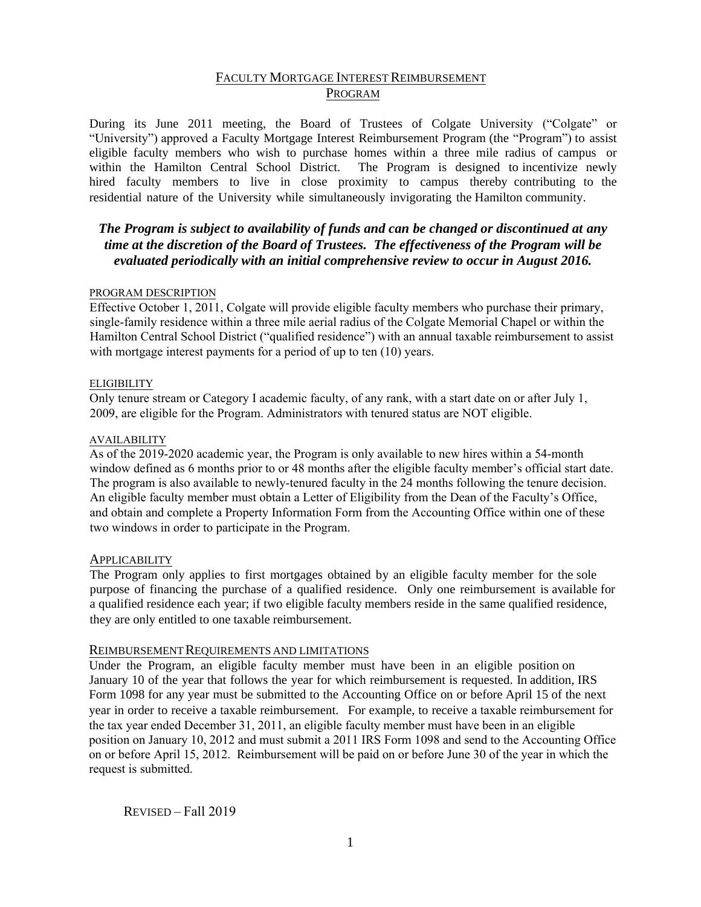# FACULTY MORTGAGE INTEREST REIMBURSEMENT PROGRAM

During its June 2011 meeting, the Board of Trustees of Colgate University ("Colgate" or "University") approved a Faculty Mortgage Interest Reimbursement Program (the "Program") to assist eligible faculty members who wish to purchase homes within a three mile radius of campus or within the Hamilton Central School District. The Program is designed to incentivize newly hired faculty members to live in close proximity to campus thereby contributing to the residential nature of the University while simultaneously invigorating the Hamilton community.

***The Program is subject to availability of funds and can be changed or discontinued at any time at the discretion of the Board of Trustees. The effectiveness of the Program will be evaluated periodically with an initial comprehensive review to occur in August 2016.***

## PROGRAM DESCRIPTION

Effective October 1, 2011, Colgate will provide eligible faculty members who purchase their primary, single-family residence within a three mile aerial radius of the Colgate Memorial Chapel or within the Hamilton Central School District ("qualified residence") with an annual taxable reimbursement to assist with mortgage interest payments for a period of up to ten (10) years.

## ELIGIBILITY

Only tenure stream or Category I academic faculty, of any rank, with a start date on or after July 1, 2009, are eligible for the Program. Administrators with tenured status are NOT eligible.

## AVAILABILITY

As of the 2019-2020 academic year, the Program is only available to new hires within a 54-month window defined as 6 months prior to or 48 months after the eligible faculty member's official start date. The program is also available to newly-tenured faculty in the 24 months following the tenure decision. An eligible faculty member must obtain a Letter of Eligibility from the Dean of the Faculty's Office, and obtain and complete a Property Information Form from the Accounting Office within one of these two windows in order to participate in the Program.

## APPLICABILITY

The Program only applies to first mortgages obtained by an eligible faculty member for the sole purpose of financing the purchase of a qualified residence. Only one reimbursement is available for a qualified residence each year; if two eligible faculty members reside in the same qualified residence, they are only entitled to one taxable reimbursement.

## REIMBURSEMENT REQUIREMENTS AND LIMITATIONS

Under the Program, an eligible faculty member must have been in an eligible position on January 10 of the year that follows the year for which reimbursement is requested. In addition, IRS Form 1098 for any year must be submitted to the Accounting Office on or before April 15 of the next year in order to receive a taxable reimbursement. For example, to receive a taxable reimbursement for the tax year ended December 31, 2011, an eligible faculty member must have been in an eligible position on January 10, 2012 and must submit a 2011 IRS Form 1098 and send to the Accounting Office on or before April 15, 2012. Reimbursement will be paid on or before June 30 of the year in which the request is submitted.

REVISED – Fall 2019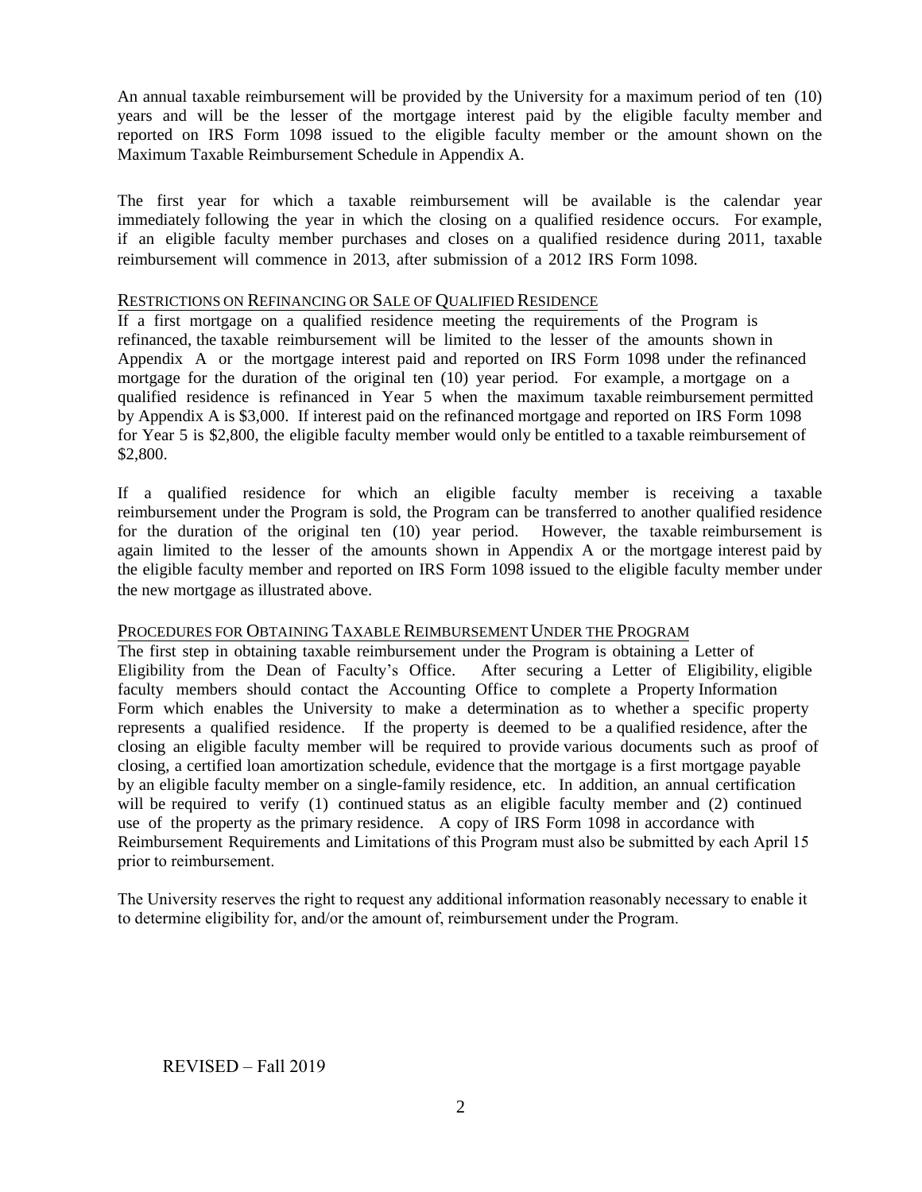An annual taxable reimbursement will be provided by the University for a maximum period of ten (10) years and will be the lesser of the mortgage interest paid by the eligible faculty member and reported on IRS Form 1098 issued to the eligible faculty member or the amount shown on the Maximum Taxable Reimbursement Schedule in Appendix A.

The first year for which a taxable reimbursement will be available is the calendar year immediately following the year in which the closing on a qualified residence occurs. For example, if an eligible faculty member purchases and closes on a qualified residence during 2011, taxable reimbursement will commence in 2013, after submission of a 2012 IRS Form 1098.

## Restrictions on Refinancing or Sale of Qualified Residence

If a first mortgage on a qualified residence meeting the requirements of the Program is refinanced, the taxable reimbursement will be limited to the lesser of the amounts shown in Appendix A or the mortgage interest paid and reported on IRS Form 1098 under the refinanced mortgage for the duration of the original ten (10) year period. For example, a mortgage on a qualified residence is refinanced in Year 5 when the maximum taxable reimbursement permitted by Appendix A is $3,000. If interest paid on the refinanced mortgage and reported on IRS Form 1098 for Year 5 is $2,800, the eligible faculty member would only be entitled to a taxable reimbursement of $2,800.

If a qualified residence for which an eligible faculty member is receiving a taxable reimbursement under the Program is sold, the Program can be transferred to another qualified residence for the duration of the original ten (10) year period. However, the taxable reimbursement is again limited to the lesser of the amounts shown in Appendix A or the mortgage interest paid by the eligible faculty member and reported on IRS Form 1098 issued to the eligible faculty member under the new mortgage as illustrated above.

## Procedures for Obtaining Taxable Reimbursement Under the Program

The first step in obtaining taxable reimbursement under the Program is obtaining a Letter of Eligibility from the Dean of Faculty's Office. After securing a Letter of Eligibility, eligible faculty members should contact the Accounting Office to complete a Property Information Form which enables the University to make a determination as to whether a specific property represents a qualified residence. If the property is deemed to be a qualified residence, after the closing an eligible faculty member will be required to provide various documents such as proof of closing, a certified loan amortization schedule, evidence that the mortgage is a first mortgage payable by an eligible faculty member on a single-family residence, etc. In addition, an annual certification will be required to verify (1) continued status as an eligible faculty member and (2) continued use of the property as the primary residence. A copy of IRS Form 1098 in accordance with Reimbursement Requirements and Limitations of this Program must also be submitted by each April 15 prior to reimbursement.

The University reserves the right to request any additional information reasonably necessary to enable it to determine eligibility for, and/or the amount of, reimbursement under the Program.

REVISED – Fall 2019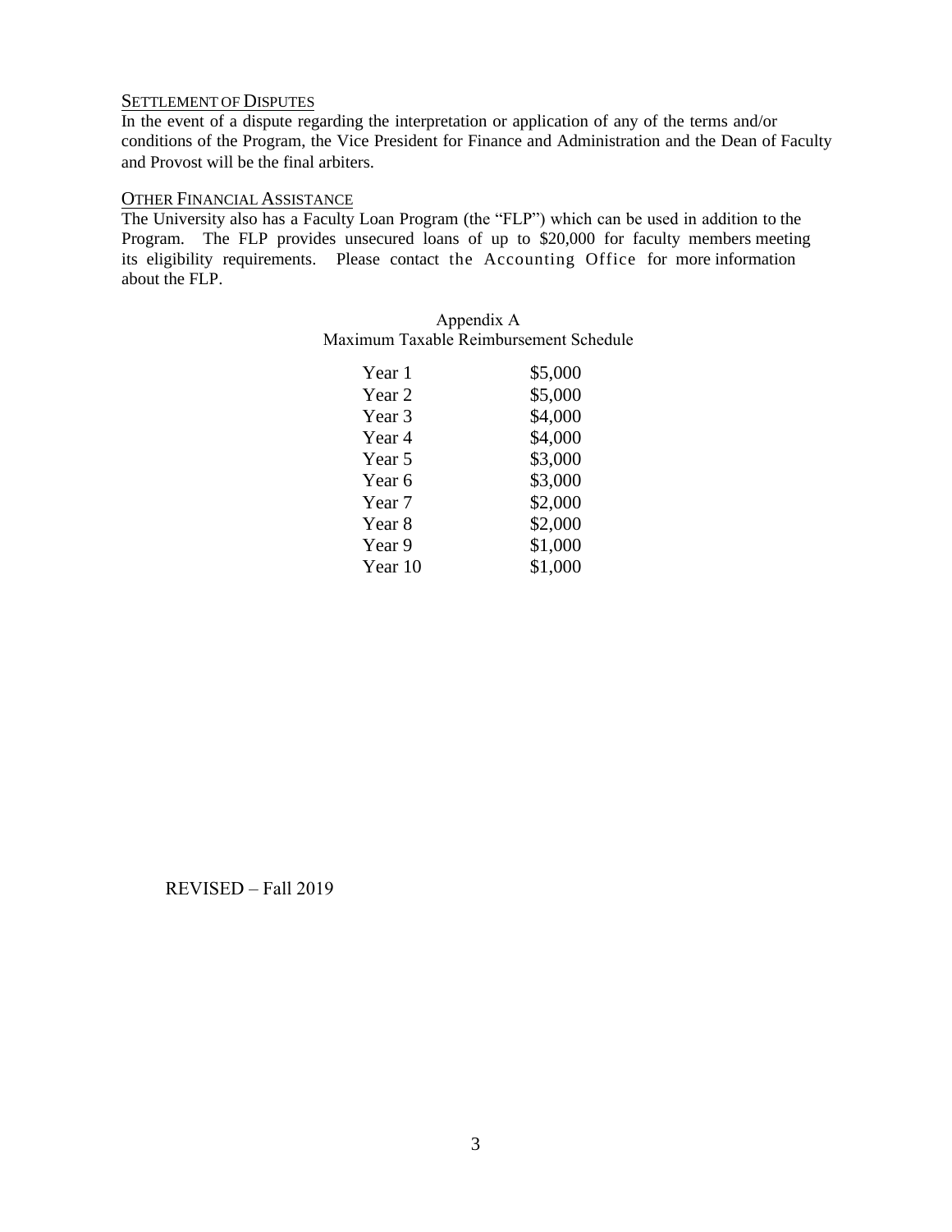## Settlement of Disputes

In the event of a dispute regarding the interpretation or application of any of the terms and/or conditions of the Program, the Vice President for Finance and Administration and the Dean of Faculty and Provost will be the final arbiters.

## Other Financial Assistance

The University also has a Faculty Loan Program (the "FLP") which can be used in addition to the Program. The FLP provides unsecured loans of up to $20,000 for faculty members meeting its eligibility requirements. Please contact the Accounting Office for more information about the FLP.

### Appendix A
### Maximum Taxable Reimbursement Schedule

| | |
|---|---|
| Year 1 | $5,000 |
| Year 2 | $5,000 |
| Year 3 | $4,000 |
| Year 4 | $4,000 |
| Year 5 | $3,000 |
| Year 6 | $3,000 |
| Year 7 | $2,000 |
| Year 8 | $2,000 |
| Year 9 | $1,000 |
| Year 10 | $1,000 |

REVISED – Fall 2019